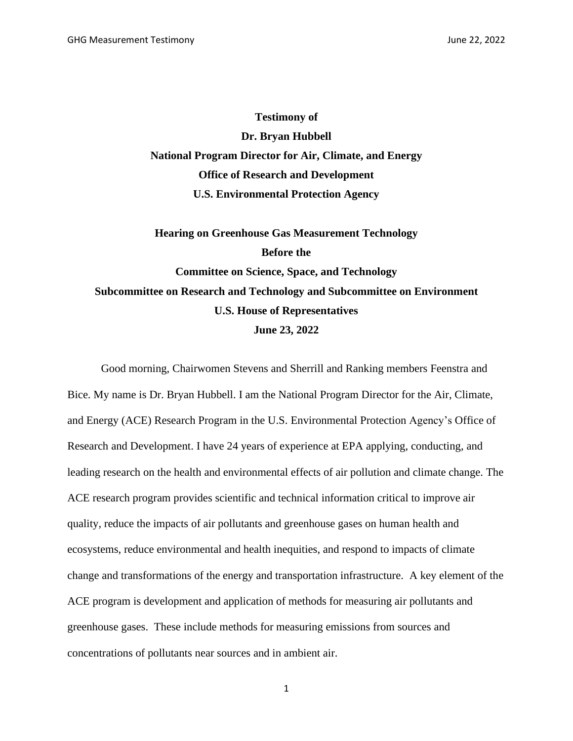**Testimony of**

**Dr. Bryan Hubbell**

**National Program Director for Air, Climate, and Energy**

**Office of Research and Development**

**U.S. Environmental Protection Agency**

**Hearing on Greenhouse Gas Measurement Technology**

**Before the**

**Committee on Science, Space, and Technology**

**Subcommittee on Research and Technology and Subcommittee on Environment**

**U.S. House of Representatives**

**June 23, 2022**

Good morning, Chairwomen Stevens and Sherrill and Ranking members Feenstra and Bice. My name is Dr. Bryan Hubbell. I am the National Program Director for the Air, Climate, and Energy (ACE) Research Program in the U.S. Environmental Protection Agency's Office of Research and Development. I have 24 years of experience at EPA applying, conducting, and leading research on the health and environmental effects of air pollution and climate change. The ACE research program provides scientific and technical information critical to improve air quality, reduce the impacts of air pollutants and greenhouse gases on human health and ecosystems, reduce environmental and health inequities, and respond to impacts of climate change and transformations of the energy and transportation infrastructure. A key element of the ACE program is development and application of methods for measuring air pollutants and greenhouse gases. These include methods for measuring emissions from sources and concentrations of pollutants near sources and in ambient air.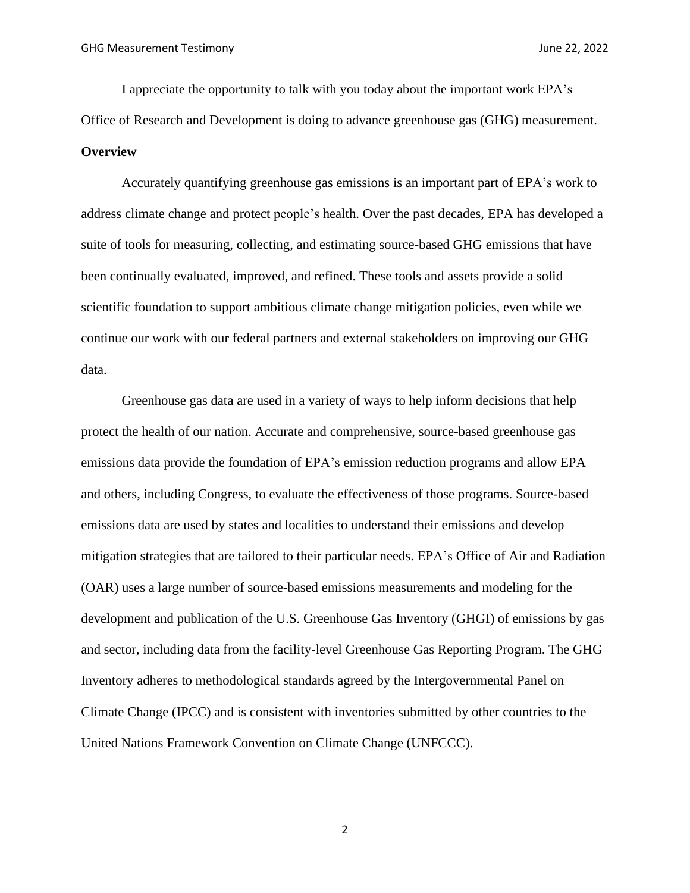I appreciate the opportunity to talk with you today about the important work EPA's Office of Research and Development is doing to advance greenhouse gas (GHG) measurement.

**Overview**

Accurately quantifying greenhouse gas emissions is an important part of EPA's work to address climate change and protect people's health. Over the past decades, EPA has developed a suite of tools for measuring, collecting, and estimating source-based GHG emissions that have been continually evaluated, improved, and refined. These tools and assets provide a solid scientific foundation to support ambitious climate change mitigation policies, even while we continue our work with our federal partners and external stakeholders on improving our GHG data.

Greenhouse gas data are used in a variety of ways to help inform decisions that help protect the health of our nation. Accurate and comprehensive, source-based greenhouse gas emissions data provide the foundation of EPA's emission reduction programs and allow EPA and others, including Congress, to evaluate the effectiveness of those programs. Source-based emissions data are used by states and localities to understand their emissions and develop mitigation strategies that are tailored to their particular needs. EPA's Office of Air and Radiation (OAR) uses a large number of source-based emissions measurements and modeling for the development and publication of the U.S. Greenhouse Gas Inventory (GHGI) of emissions by gas and sector, including data from the facility-level Greenhouse Gas Reporting Program. The GHG Inventory adheres to methodological standards agreed by the Intergovernmental Panel on Climate Change (IPCC) and is consistent with inventories submitted by other countries to the United Nations Framework Convention on Climate Change (UNFCCC).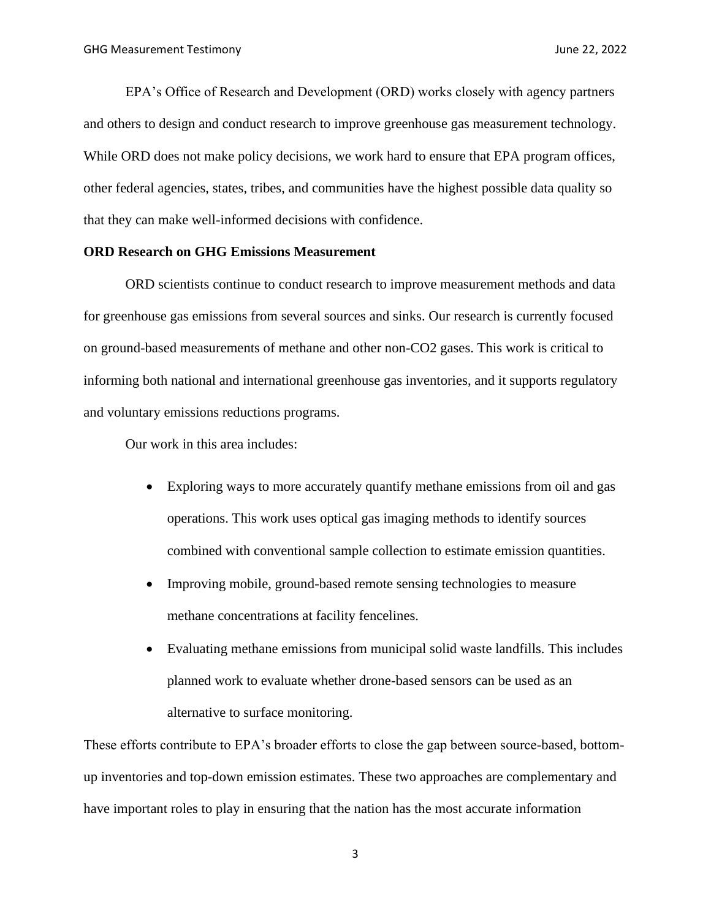EPA's Office of Research and Development (ORD) works closely with agency partners and others to design and conduct research to improve greenhouse gas measurement technology. While ORD does not make policy decisions, we work hard to ensure that EPA program offices, other federal agencies, states, tribes, and communities have the highest possible data quality so that they can make well-informed decisions with confidence.

**ORD Research on GHG Emissions Measurement**

ORD scientists continue to conduct research to improve measurement methods and data for greenhouse gas emissions from several sources and sinks. Our research is currently focused on ground-based measurements of methane and other non-$CO_2$ gases. This work is critical to informing both national and international greenhouse gas inventories, and it supports regulatory and voluntary emissions reductions programs.

Our work in this area includes:

- Exploring ways to more accurately quantify methane emissions from oil and gas operations. This work uses optical gas imaging methods to identify sources combined with conventional sample collection to estimate emission quantities.
- Improving mobile, ground-based remote sensing technologies to measure methane concentrations at facility fencelines.
- Evaluating methane emissions from municipal solid waste landfills. This includes planned work to evaluate whether drone-based sensors can be used as an alternative to surface monitoring.

These efforts contribute to EPA's broader efforts to close the gap between source-based, bottom-up inventories and top-down emission estimates. These two approaches are complementary and have important roles to play in ensuring that the nation has the most accurate information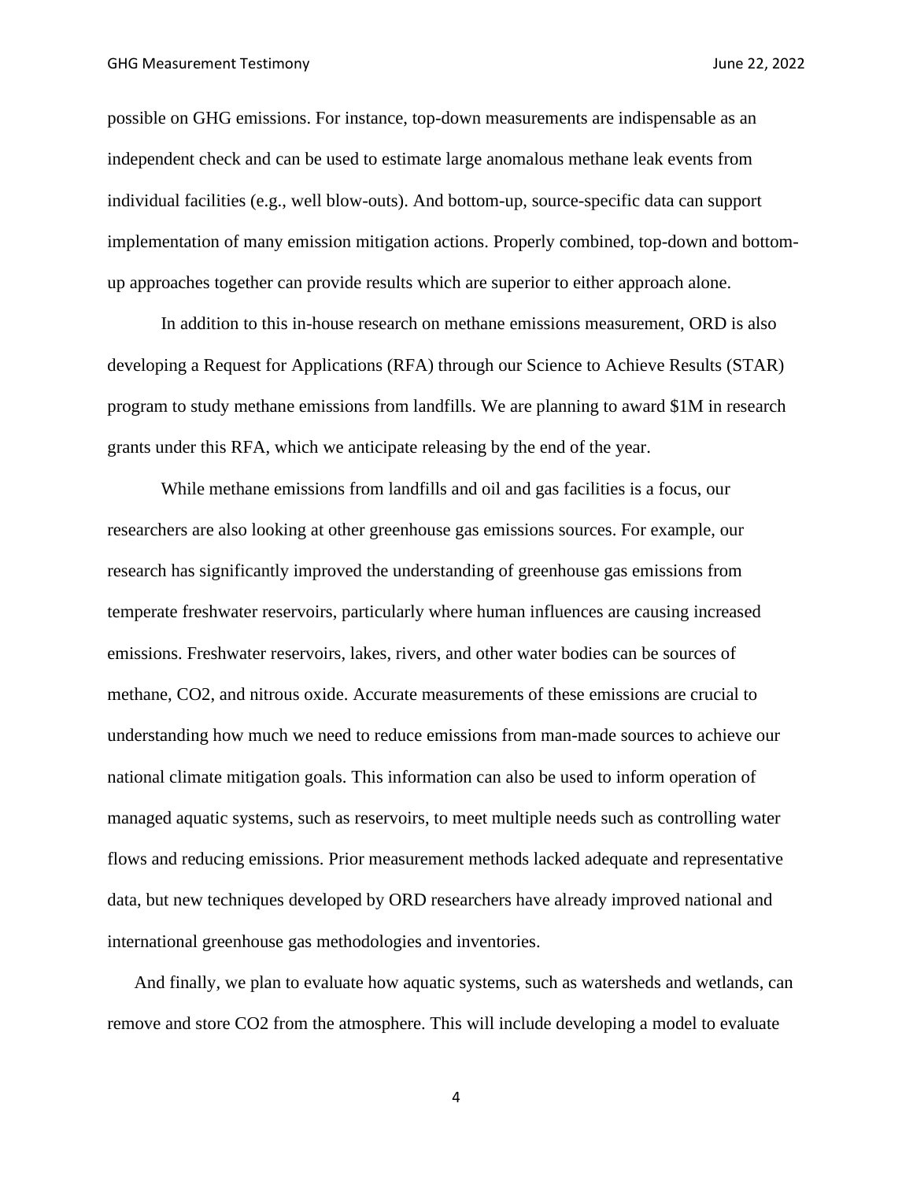possible on GHG emissions. For instance, top-down measurements are indispensable as an independent check and can be used to estimate large anomalous methane leak events from individual facilities (e.g., well blow-outs). And bottom-up, source-specific data can support implementation of many emission mitigation actions. Properly combined, top-down and bottom-up approaches together can provide results which are superior to either approach alone.

In addition to this in-house research on methane emissions measurement, ORD is also developing a Request for Applications (RFA) through our Science to Achieve Results (STAR) program to study methane emissions from landfills. We are planning to award $1M in research grants under this RFA, which we anticipate releasing by the end of the year.

While methane emissions from landfills and oil and gas facilities is a focus, our researchers are also looking at other greenhouse gas emissions sources. For example, our research has significantly improved the understanding of greenhouse gas emissions from temperate freshwater reservoirs, particularly where human influences are causing increased emissions. Freshwater reservoirs, lakes, rivers, and other water bodies can be sources of methane, $CO_2$, and nitrous oxide. Accurate measurements of these emissions are crucial to understanding how much we need to reduce emissions from man-made sources to achieve our national climate mitigation goals. This information can also be used to inform operation of managed aquatic systems, such as reservoirs, to meet multiple needs such as controlling water flows and reducing emissions. Prior measurement methods lacked adequate and representative data, but new techniques developed by ORD researchers have already improved national and international greenhouse gas methodologies and inventories.

And finally, we plan to evaluate how aquatic systems, such as watersheds and wetlands, can remove and store $CO_2$ from the atmosphere. This will include developing a model to evaluate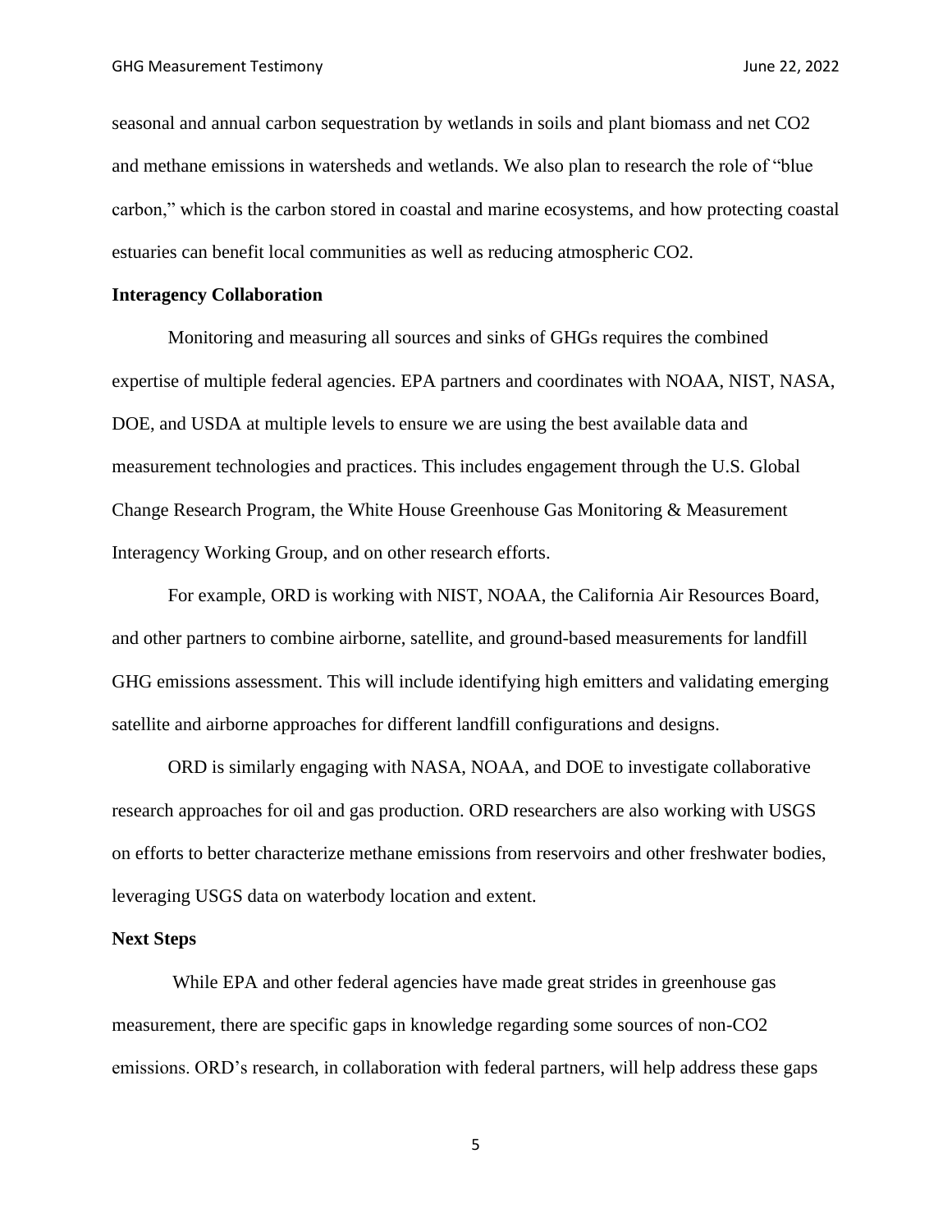seasonal and annual carbon sequestration by wetlands in soils and plant biomass and net $CO_2$ and methane emissions in watersheds and wetlands. We also plan to research the role of "blue carbon," which is the carbon stored in coastal and marine ecosystems, and how protecting coastal estuaries can benefit local communities as well as reducing atmospheric $CO_2$.

**Interagency Collaboration**

Monitoring and measuring all sources and sinks of GHGs requires the combined expertise of multiple federal agencies. EPA partners and coordinates with NOAA, NIST, NASA, DOE, and USDA at multiple levels to ensure we are using the best available data and measurement technologies and practices. This includes engagement through the U.S. Global Change Research Program, the White House Greenhouse Gas Monitoring & Measurement Interagency Working Group, and on other research efforts.

For example, ORD is working with NIST, NOAA, the California Air Resources Board, and other partners to combine airborne, satellite, and ground-based measurements for landfill GHG emissions assessment. This will include identifying high emitters and validating emerging satellite and airborne approaches for different landfill configurations and designs.

ORD is similarly engaging with NASA, NOAA, and DOE to investigate collaborative research approaches for oil and gas production. ORD researchers are also working with USGS on efforts to better characterize methane emissions from reservoirs and other freshwater bodies, leveraging USGS data on waterbody location and extent.

**Next Steps**

While EPA and other federal agencies have made great strides in greenhouse gas measurement, there are specific gaps in knowledge regarding some sources of non-$CO_2$ emissions. ORD's research, in collaboration with federal partners, will help address these gaps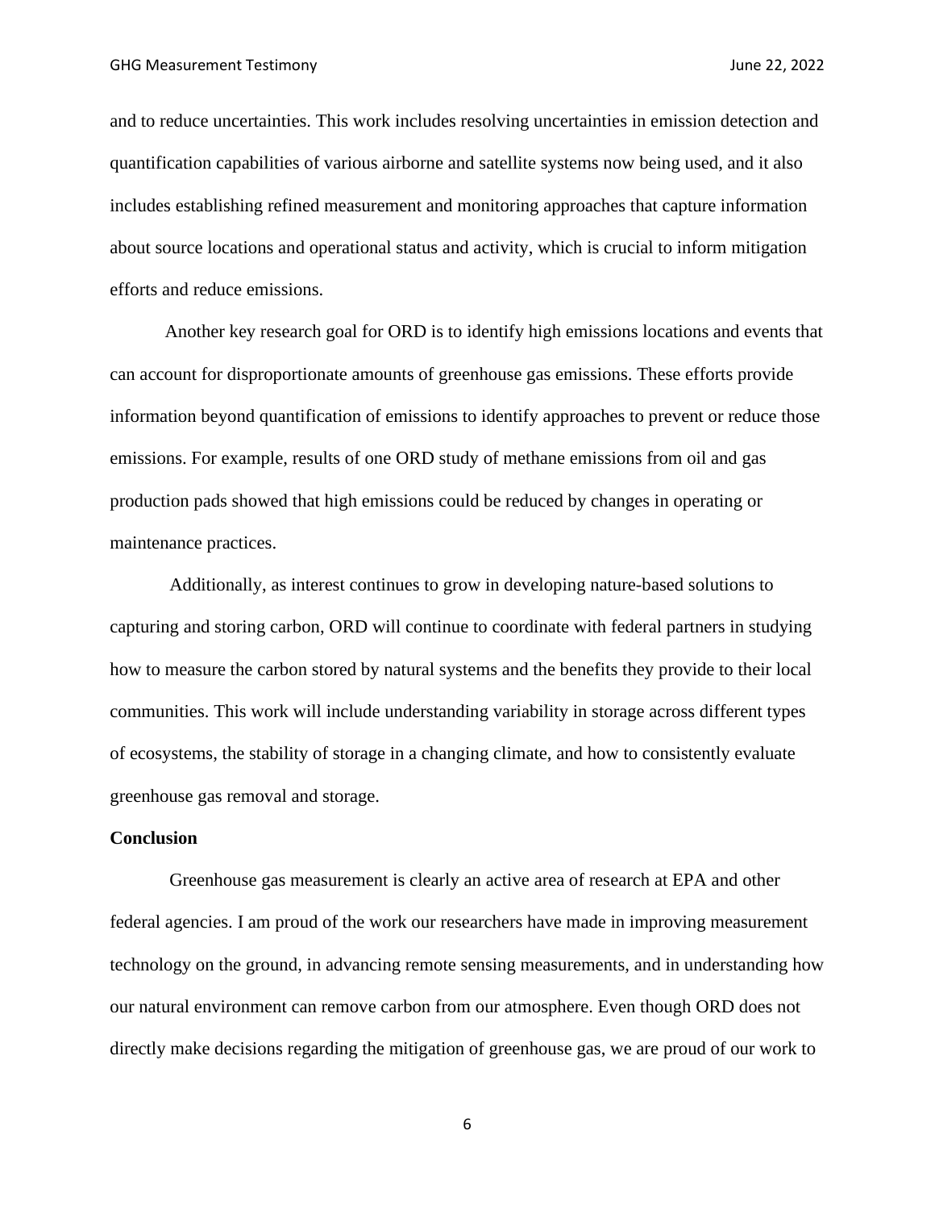and to reduce uncertainties. This work includes resolving uncertainties in emission detection and quantification capabilities of various airborne and satellite systems now being used, and it also includes establishing refined measurement and monitoring approaches that capture information about source locations and operational status and activity, which is crucial to inform mitigation efforts and reduce emissions.

Another key research goal for ORD is to identify high emissions locations and events that can account for disproportionate amounts of greenhouse gas emissions. These efforts provide information beyond quantification of emissions to identify approaches to prevent or reduce those emissions. For example, results of one ORD study of methane emissions from oil and gas production pads showed that high emissions could be reduced by changes in operating or maintenance practices.

Additionally, as interest continues to grow in developing nature-based solutions to capturing and storing carbon, ORD will continue to coordinate with federal partners in studying how to measure the carbon stored by natural systems and the benefits they provide to their local communities. This work will include understanding variability in storage across different types of ecosystems, the stability of storage in a changing climate, and how to consistently evaluate greenhouse gas removal and storage.

**Conclusion**

Greenhouse gas measurement is clearly an active area of research at EPA and other federal agencies. I am proud of the work our researchers have made in improving measurement technology on the ground, in advancing remote sensing measurements, and in understanding how our natural environment can remove carbon from our atmosphere. Even though ORD does not directly make decisions regarding the mitigation of greenhouse gas, we are proud of our work to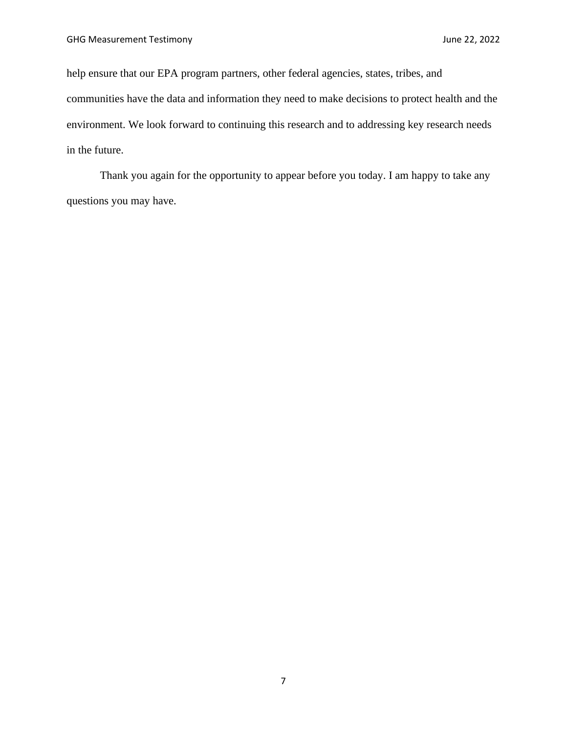help ensure that our EPA program partners, other federal agencies, states, tribes, and communities have the data and information they need to make decisions to protect health and the environment. We look forward to continuing this research and to addressing key research needs in the future.

Thank you again for the opportunity to appear before you today. I am happy to take any questions you may have.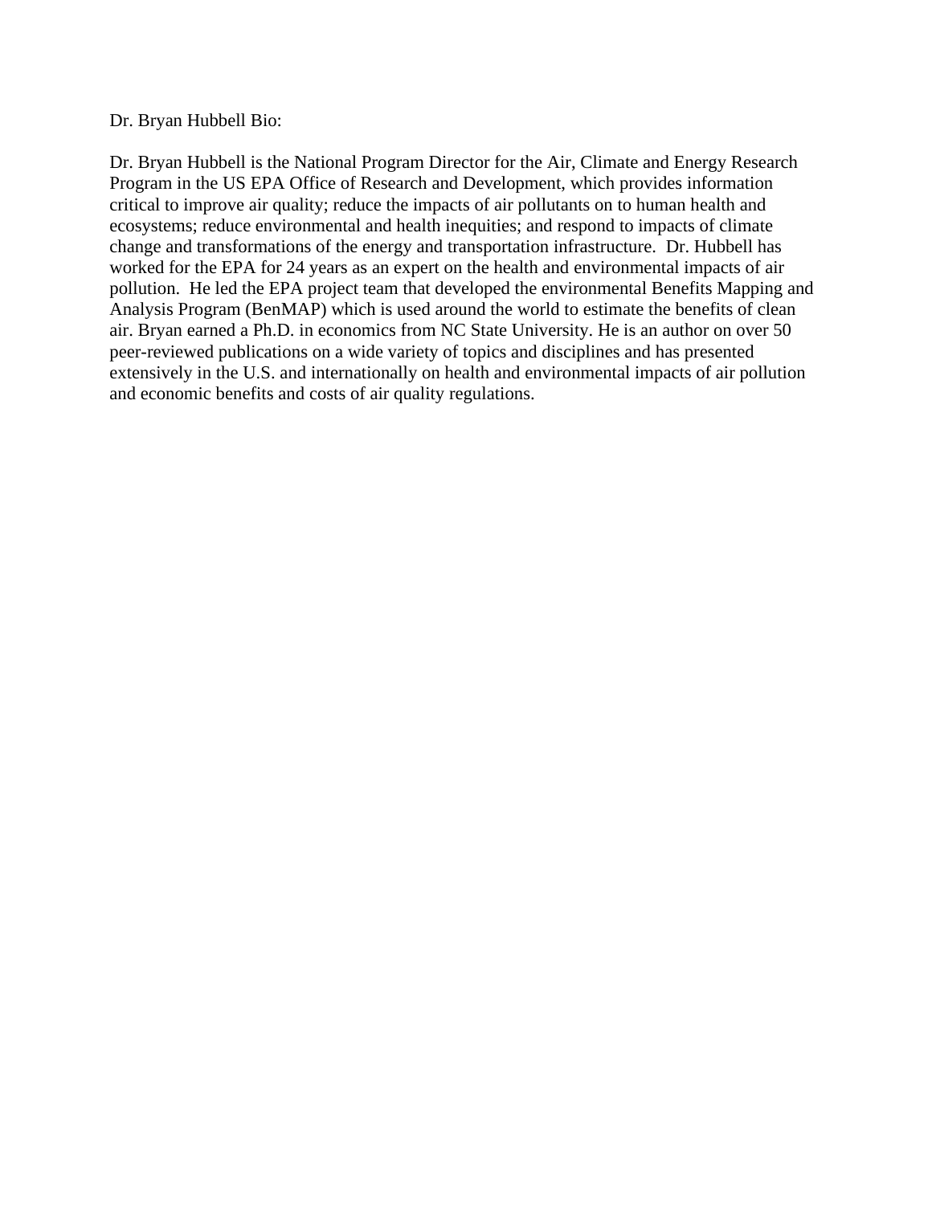Dr. Bryan Hubbell Bio:

Dr. Bryan Hubbell is the National Program Director for the Air, Climate and Energy Research Program in the US EPA Office of Research and Development, which provides information critical to improve air quality; reduce the impacts of air pollutants on to human health and ecosystems; reduce environmental and health inequities; and respond to impacts of climate change and transformations of the energy and transportation infrastructure. Dr. Hubbell has worked for the EPA for 24 years as an expert on the health and environmental impacts of air pollution. He led the EPA project team that developed the environmental Benefits Mapping and Analysis Program (BenMAP) which is used around the world to estimate the benefits of clean air. Bryan earned a Ph.D. in economics from NC State University. He is an author on over 50 peer-reviewed publications on a wide variety of topics and disciplines and has presented extensively in the U.S. and internationally on health and environmental impacts of air pollution and economic benefits and costs of air quality regulations.